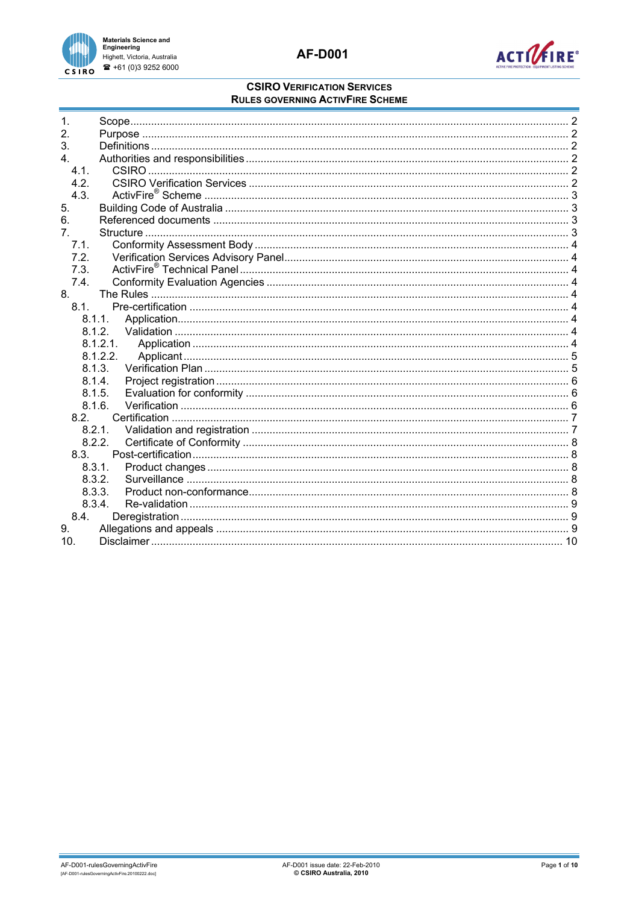# CSIRO VERIFICATION SERVICES
## RULES GOVERNING ACTIVFIRE SCHEME

| | | |
|---|---|---|
| 1. | Scope | 2 |
| 2. | Purpose | 2 |
| 3. | Definitions | 2 |
| 4. | Authorities and responsibilities | 2 |
| 4.1. | CSIRO | 2 |
| 4.2. | CSIRO Verification Services | 2 |
| 4.3. | ActivFire® Scheme | 3 |
| 5. | Building Code of Australia | 3 |
| 6. | Referenced documents | 3 |
| 7. | Structure | 3 |
| 7.1. | Conformity Assessment Body | 4 |
| 7.2. | Verification Services Advisory Panel | 4 |
| 7.3. | ActivFire® Technical Panel | 4 |
| 7.4. | Conformity Evaluation Agencies | 4 |
| 8. | The Rules | 4 |
| 8.1. | Pre-certification | 4 |
| 8.1.1. | Application | 4 |
| 8.1.2. | Validation | 4 |
| 8.1.2.1. | Application | 4 |
| 8.1.2.2. | Applicant | 5 |
| 8.1.3. | Verification Plan | 5 |
| 8.1.4. | Project registration | 6 |
| 8.1.5. | Evaluation for conformity | 6 |
| 8.1.6. | Verification | 6 |
| 8.2. | Certification | 7 |
| 8.2.1. | Validation and registration | 7 |
| 8.2.2. | Certificate of Conformity | 8 |
| 8.3. | Post-certification | 8 |
| 8.3.1. | Product changes | 8 |
| 8.3.2. | Surveillance | 8 |
| 8.3.3. | Product non-conformance | 8 |
| 8.3.4. | Re-validation | 9 |
| 8.4. | Deregistration | 9 |
| 9. | Allegations and appeals | 9 |
| 10. | Disclaimer | 10 |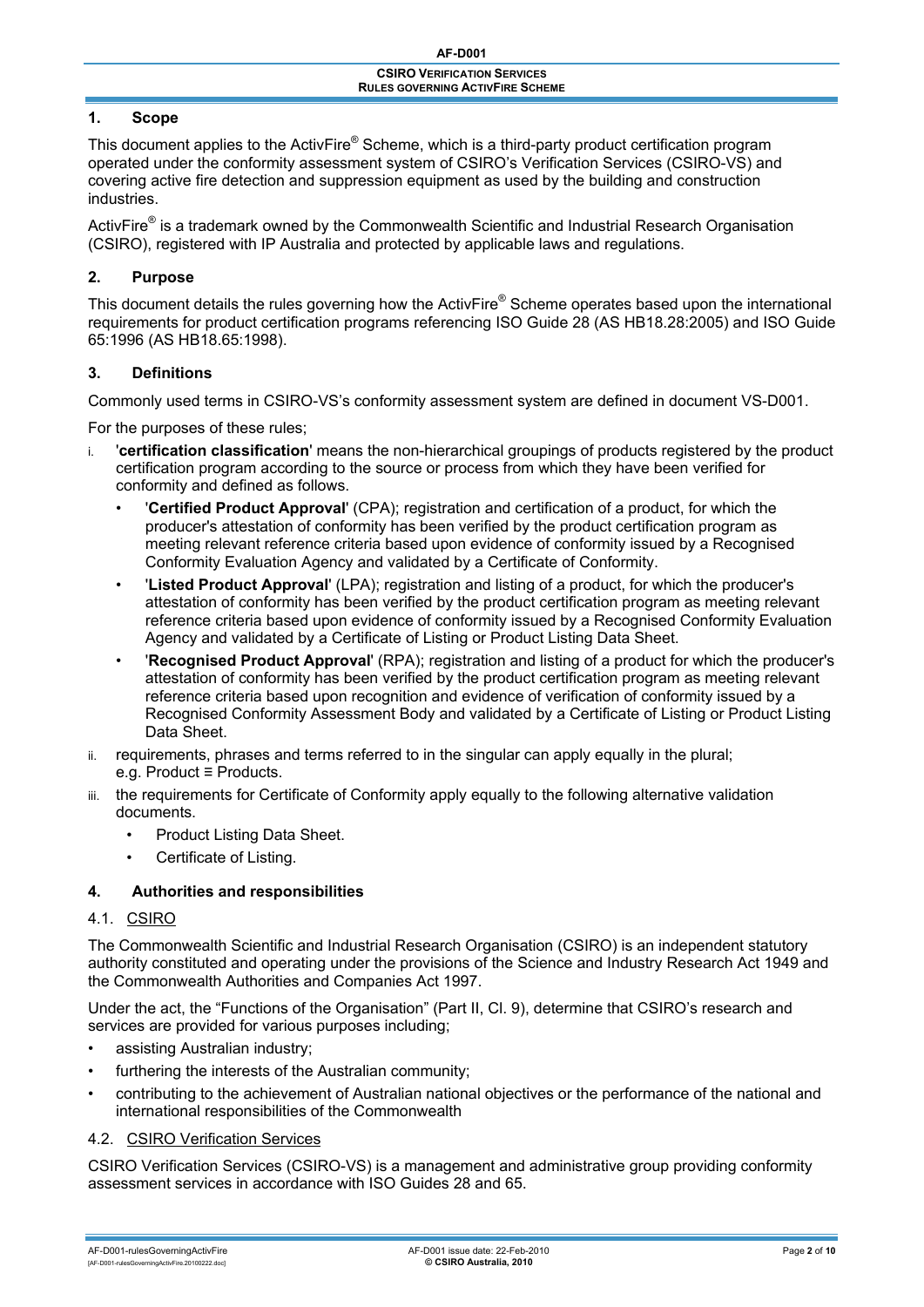## 1. Scope

This document applies to the ActivFire® Scheme, which is a third-party product certification program operated under the conformity assessment system of CSIRO's Verification Services (CSIRO-VS) and covering active fire detection and suppression equipment as used by the building and construction industries.

ActivFire® is a trademark owned by the Commonwealth Scientific and Industrial Research Organisation (CSIRO), registered with IP Australia and protected by applicable laws and regulations.

## 2. Purpose

This document details the rules governing how the ActivFire® Scheme operates based upon the international requirements for product certification programs referencing ISO Guide 28 (AS HB18.28:2005) and ISO Guide 65:1996 (AS HB18.65:1998).

## 3. Definitions

Commonly used terms in CSIRO-VS's conformity assessment system are defined in document VS-D001.

For the purposes of these rules;

i. '**certification classification**' means the non-hierarchical groupings of products registered by the product certification program according to the source or process from which they have been verified for conformity and defined as follows.
   - '**Certified Product Approval**' (CPA); registration and certification of a product, for which the producer's attestation of conformity has been verified by the product certification program as meeting relevant reference criteria based upon evidence of conformity issued by a Recognised Conformity Evaluation Agency and validated by a Certificate of Conformity.
   - '**Listed Product Approval**' (LPA); registration and listing of a product, for which the producer's attestation of conformity has been verified by the product certification program as meeting relevant reference criteria based upon evidence of conformity issued by a Recognised Conformity Evaluation Agency and validated by a Certificate of Listing or Product Listing Data Sheet.
   - '**Recognised Product Approval**' (RPA); registration and listing of a product for which the producer's attestation of conformity has been verified by the product certification program as meeting relevant reference criteria based upon recognition and evidence of verification of conformity issued by a Recognised Conformity Assessment Body and validated by a Certificate of Listing or Product Listing Data Sheet.

ii. requirements, phrases and terms referred to in the singular can apply equally in the plural; e.g. Product ≡ Products.

iii. the requirements for Certificate of Conformity apply equally to the following alternative validation documents.
   - Product Listing Data Sheet.
   - Certificate of Listing.

## 4. Authorities and responsibilities

### 4.1. CSIRO

The Commonwealth Scientific and Industrial Research Organisation (CSIRO) is an independent statutory authority constituted and operating under the provisions of the Science and Industry Research Act 1949 and the Commonwealth Authorities and Companies Act 1997.

Under the act, the "Functions of the Organisation" (Part II, Cl. 9), determine that CSIRO's research and services are provided for various purposes including;

- assisting Australian industry;
- furthering the interests of the Australian community;
- contributing to the achievement of Australian national objectives or the performance of the national and international responsibilities of the Commonwealth

### 4.2. CSIRO Verification Services

CSIRO Verification Services (CSIRO-VS) is a management and administrative group providing conformity assessment services in accordance with ISO Guides 28 and 65.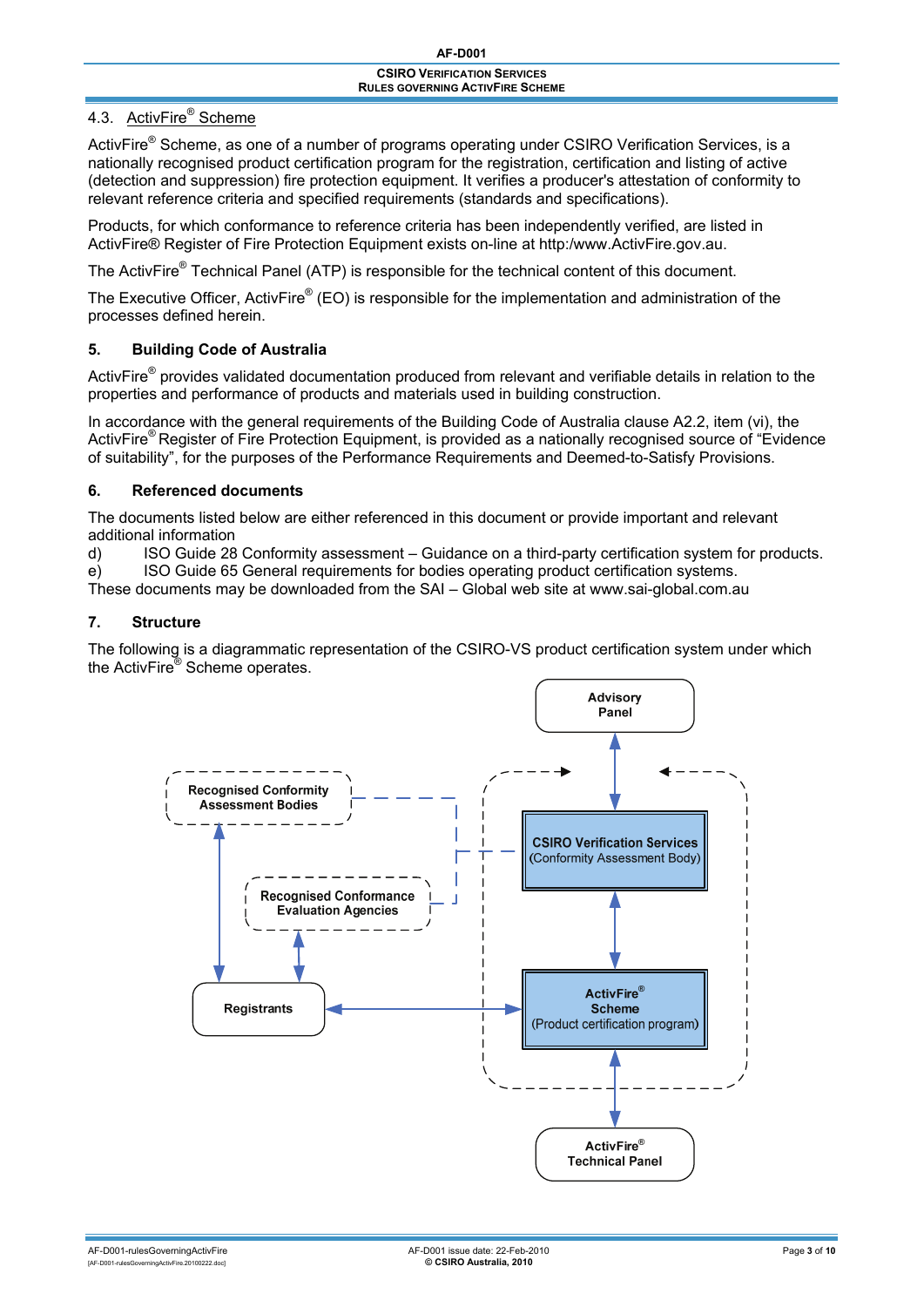### 4.3. ActivFire® Scheme

ActivFire® Scheme, as one of a number of programs operating under CSIRO Verification Services, is a nationally recognised product certification program for the registration, certification and listing of active (detection and suppression) fire protection equipment. It verifies a producer's attestation of conformity to relevant reference criteria and specified requirements (standards and specifications).

Products, for which conformance to reference criteria has been independently verified, are listed in ActivFire® Register of Fire Protection Equipment exists on-line at http:/www.ActivFire.gov.au.

The ActivFire® Technical Panel (ATP) is responsible for the technical content of this document.

The Executive Officer, ActivFire® (EO) is responsible for the implementation and administration of the processes defined herein.

## 5. Building Code of Australia

ActivFire® provides validated documentation produced from relevant and verifiable details in relation to the properties and performance of products and materials used in building construction.

In accordance with the general requirements of the Building Code of Australia clause A2.2, item (vi), the ActivFire® Register of Fire Protection Equipment, is provided as a nationally recognised source of "Evidence of suitability", for the purposes of the Performance Requirements and Deemed-to-Satisfy Provisions.

## 6. Referenced documents

The documents listed below are either referenced in this document or provide important and relevant additional information

d) ISO Guide 28 Conformity assessment – Guidance on a third-party certification system for products.

e) ISO Guide 65 General requirements for bodies operating product certification systems.

These documents may be downloaded from the SAI – Global web site at www.sai-global.com.au

## 7. Structure

The following is a diagrammatic representation of the CSIRO-VS product certification system under which the ActivFire® Scheme operates.

Advisory Panel

Recognised Conformity Assessment Bodies

CSIRO Verification Services (Conformity Assessment Body)

Recognised Conformance Evaluation Agencies

Registrants

ActivFire® Scheme (Product certification program)

ActivFire® Technical Panel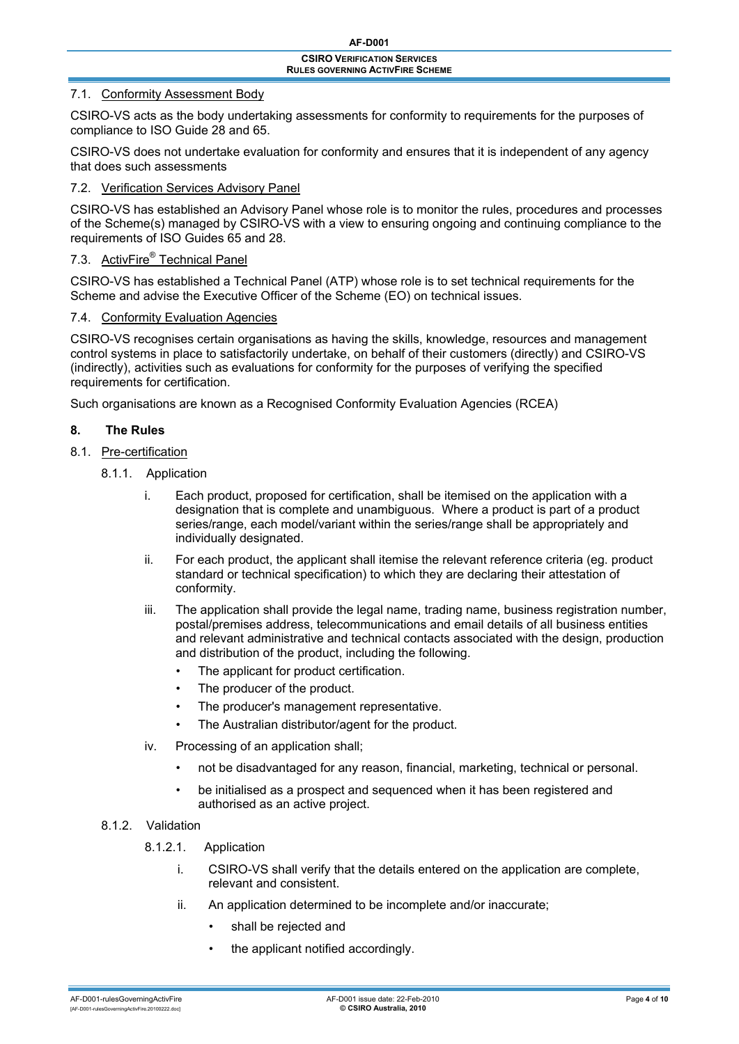### 7.1. Conformity Assessment Body

CSIRO-VS acts as the body undertaking assessments for conformity to requirements for the purposes of compliance to ISO Guide 28 and 65.

CSIRO-VS does not undertake evaluation for conformity and ensures that it is independent of any agency that does such assessments

### 7.2. Verification Services Advisory Panel

CSIRO-VS has established an Advisory Panel whose role is to monitor the rules, procedures and processes of the Scheme(s) managed by CSIRO-VS with a view to ensuring ongoing and continuing compliance to the requirements of ISO Guides 65 and 28.

### 7.3. ActivFire® Technical Panel

CSIRO-VS has established a Technical Panel (ATP) whose role is to set technical requirements for the Scheme and advise the Executive Officer of the Scheme (EO) on technical issues.

### 7.4. Conformity Evaluation Agencies

CSIRO-VS recognises certain organisations as having the skills, knowledge, resources and management control systems in place to satisfactorily undertake, on behalf of their customers (directly) and CSIRO-VS (indirectly), activities such as evaluations for conformity for the purposes of verifying the specified requirements for certification.

Such organisations are known as a Recognised Conformity Evaluation Agencies (RCEA)

## 8. The Rules

### 8.1. Pre-certification

#### 8.1.1. Application

i. Each product, proposed for certification, shall be itemised on the application with a designation that is complete and unambiguous. Where a product is part of a product series/range, each model/variant within the series/range shall be appropriately and individually designated.

ii. For each product, the applicant shall itemise the relevant reference criteria (eg. product standard or technical specification) to which they are declaring their attestation of conformity.

iii. The application shall provide the legal name, trading name, business registration number, postal/premises address, telecommunications and email details of all business entities and relevant administrative and technical contacts associated with the design, production and distribution of the product, including the following.
   - The applicant for product certification.
   - The producer of the product.
   - The producer's management representative.
   - The Australian distributor/agent for the product.

iv. Processing of an application shall;
   - not be disadvantaged for any reason, financial, marketing, technical or personal.
   - be initialised as a prospect and sequenced when it has been registered and authorised as an active project.

#### 8.1.2. Validation

##### 8.1.2.1. Application

i. CSIRO-VS shall verify that the details entered on the application are complete, relevant and consistent.

ii. An application determined to be incomplete and/or inaccurate;
   - shall be rejected and
   - the applicant notified accordingly.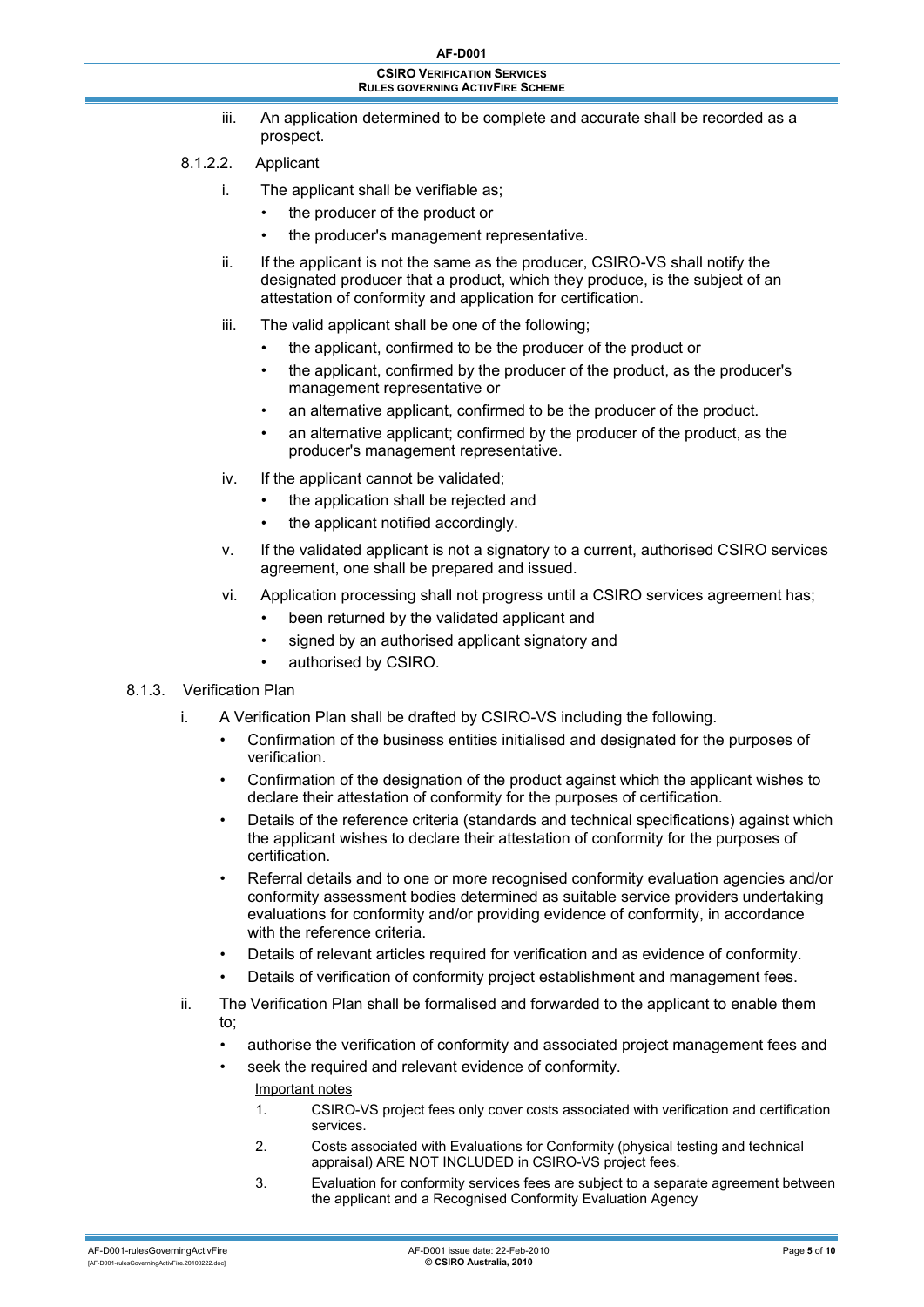iii. An application determined to be complete and accurate shall be recorded as a prospect.

8.1.2.2. Applicant

i. The applicant shall be verifiable as;

- the producer of the product or
- the producer's management representative.

ii. If the applicant is not the same as the producer, CSIRO-VS shall notify the designated producer that a product, which they produce, is the subject of an attestation of conformity and application for certification.

iii. The valid applicant shall be one of the following;

- the applicant, confirmed to be the producer of the product or
- the applicant, confirmed by the producer of the product, as the producer's management representative or
- an alternative applicant, confirmed to be the producer of the product.
- an alternative applicant; confirmed by the producer of the product, as the producer's management representative.

iv. If the applicant cannot be validated;

- the application shall be rejected and
- the applicant notified accordingly.

v. If the validated applicant is not a signatory to a current, authorised CSIRO services agreement, one shall be prepared and issued.

vi. Application processing shall not progress until a CSIRO services agreement has;

- been returned by the validated applicant and
- signed by an authorised applicant signatory and
- authorised by CSIRO.

8.1.3. Verification Plan

i. A Verification Plan shall be drafted by CSIRO-VS including the following.

- Confirmation of the business entities initialised and designated for the purposes of verification.
- Confirmation of the designation of the product against which the applicant wishes to declare their attestation of conformity for the purposes of certification.
- Details of the reference criteria (standards and technical specifications) against which the applicant wishes to declare their attestation of conformity for the purposes of certification.
- Referral details and to one or more recognised conformity evaluation agencies and/or conformity assessment bodies determined as suitable service providers undertaking evaluations for conformity and/or providing evidence of conformity, in accordance with the reference criteria.
- Details of relevant articles required for verification and as evidence of conformity.
- Details of verification of conformity project establishment and management fees.

ii. The Verification Plan shall be formalised and forwarded to the applicant to enable them to;

- authorise the verification of conformity and associated project management fees and
- seek the required and relevant evidence of conformity.

<u>Important notes</u>

1. CSIRO-VS project fees only cover costs associated with verification and certification services.
2. Costs associated with Evaluations for Conformity (physical testing and technical appraisal) ARE NOT INCLUDED in CSIRO-VS project fees.
3. Evaluation for conformity services fees are subject to a separate agreement between the applicant and a Recognised Conformity Evaluation Agency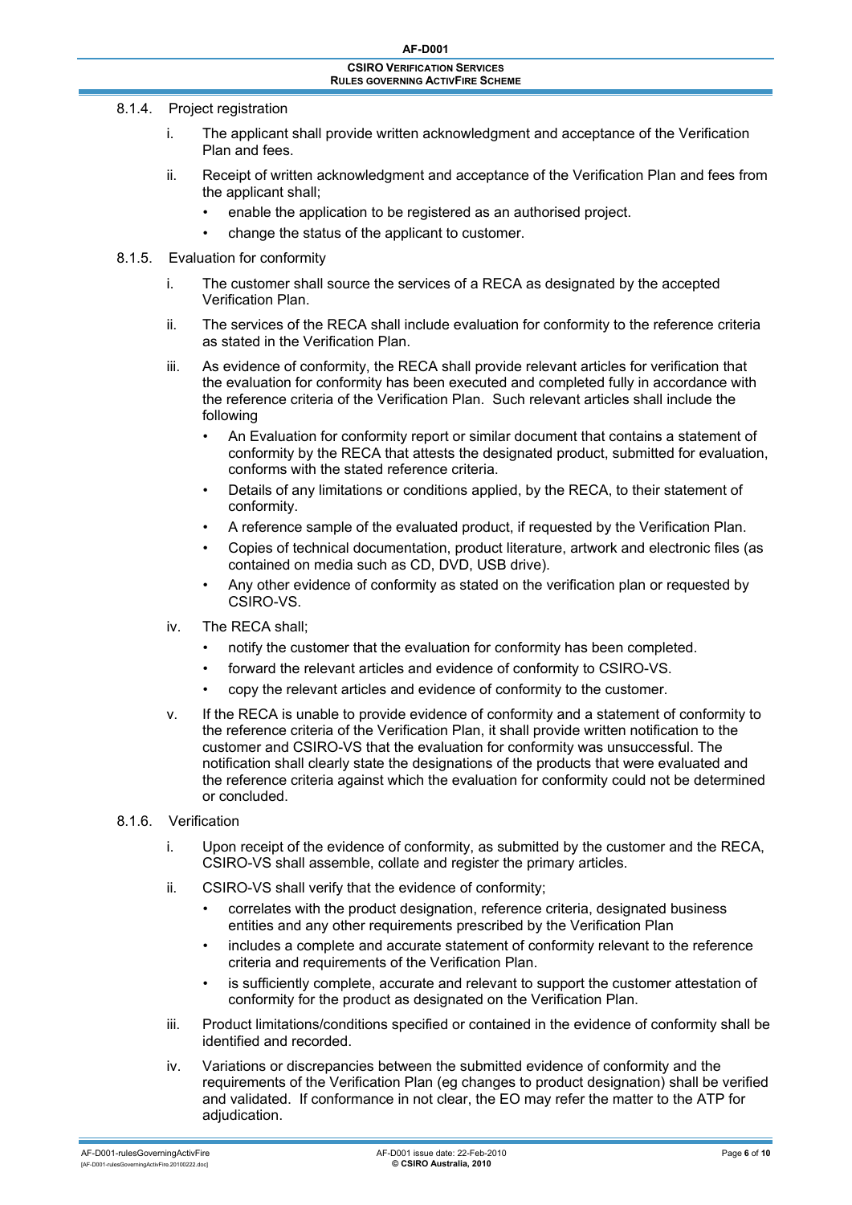#### 8.1.4. Project registration

i. The applicant shall provide written acknowledgment and acceptance of the Verification Plan and fees.

ii. Receipt of written acknowledgment and acceptance of the Verification Plan and fees from the applicant shall;
   - enable the application to be registered as an authorised project.
   - change the status of the applicant to customer.

#### 8.1.5. Evaluation for conformity

i. The customer shall source the services of a RECA as designated by the accepted Verification Plan.

ii. The services of the RECA shall include evaluation for conformity to the reference criteria as stated in the Verification Plan.

iii. As evidence of conformity, the RECA shall provide relevant articles for verification that the evaluation for conformity has been executed and completed fully in accordance with the reference criteria of the Verification Plan. Such relevant articles shall include the following
   - An Evaluation for conformity report or similar document that contains a statement of conformity by the RECA that attests the designated product, submitted for evaluation, conforms with the stated reference criteria.
   - Details of any limitations or conditions applied, by the RECA, to their statement of conformity.
   - A reference sample of the evaluated product, if requested by the Verification Plan.
   - Copies of technical documentation, product literature, artwork and electronic files (as contained on media such as CD, DVD, USB drive).
   - Any other evidence of conformity as stated on the verification plan or requested by CSIRO-VS.

iv. The RECA shall;
   - notify the customer that the evaluation for conformity has been completed.
   - forward the relevant articles and evidence of conformity to CSIRO-VS.
   - copy the relevant articles and evidence of conformity to the customer.

v. If the RECA is unable to provide evidence of conformity and a statement of conformity to the reference criteria of the Verification Plan, it shall provide written notification to the customer and CSIRO-VS that the evaluation for conformity was unsuccessful. The notification shall clearly state the designations of the products that were evaluated and the reference criteria against which the evaluation for conformity could not be determined or concluded.

#### 8.1.6. Verification

i. Upon receipt of the evidence of conformity, as submitted by the customer and the RECA, CSIRO-VS shall assemble, collate and register the primary articles.

ii. CSIRO-VS shall verify that the evidence of conformity;
   - correlates with the product designation, reference criteria, designated business entities and any other requirements prescribed by the Verification Plan
   - includes a complete and accurate statement of conformity relevant to the reference criteria and requirements of the Verification Plan.
   - is sufficiently complete, accurate and relevant to support the customer attestation of conformity for the product as designated on the Verification Plan.

iii. Product limitations/conditions specified or contained in the evidence of conformity shall be identified and recorded.

iv. Variations or discrepancies between the submitted evidence of conformity and the requirements of the Verification Plan (eg changes to product designation) shall be verified and validated. If conformance in not clear, the EO may refer the matter to the ATP for adjudication.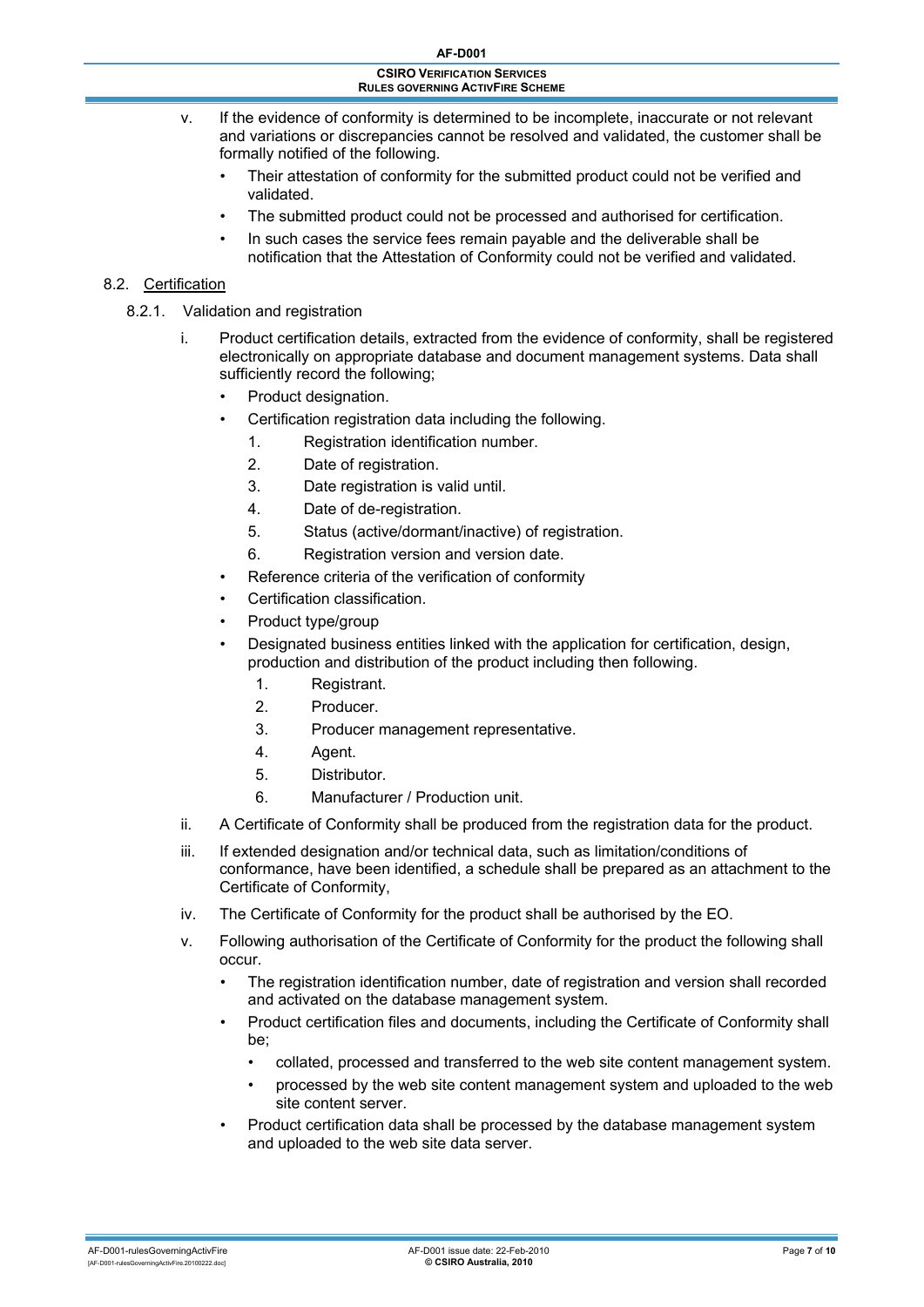v. If the evidence of conformity is determined to be incomplete, inaccurate or not relevant and variations or discrepancies cannot be resolved and validated, the customer shall be formally notified of the following.

- Their attestation of conformity for the submitted product could not be verified and validated.
- The submitted product could not be processed and authorised for certification.
- In such cases the service fees remain payable and the deliverable shall be notification that the Attestation of Conformity could not be verified and validated.

### 8.2. Certification

#### 8.2.1. Validation and registration

i. Product certification details, extracted from the evidence of conformity, shall be registered electronically on appropriate database and document management systems. Data shall sufficiently record the following;

- Product designation.
- Certification registration data including the following.
  1. Registration identification number.
  2. Date of registration.
  3. Date registration is valid until.
  4. Date of de-registration.
  5. Status (active/dormant/inactive) of registration.
  6. Registration version and version date.
- Reference criteria of the verification of conformity
- Certification classification.
- Product type/group
- Designated business entities linked with the application for certification, design, production and distribution of the product including then following.
  1. Registrant.
  2. Producer.
  3. Producer management representative.
  4. Agent.
  5. Distributor.
  6. Manufacturer / Production unit.

ii. A Certificate of Conformity shall be produced from the registration data for the product.

iii. If extended designation and/or technical data, such as limitation/conditions of conformance, have been identified, a schedule shall be prepared as an attachment to the Certificate of Conformity,

iv. The Certificate of Conformity for the product shall be authorised by the EO.

v. Following authorisation of the Certificate of Conformity for the product the following shall occur.

- The registration identification number, date of registration and version shall recorded and activated on the database management system.
- Product certification files and documents, including the Certificate of Conformity shall be;
  - collated, processed and transferred to the web site content management system.
  - processed by the web site content management system and uploaded to the web site content server.
- Product certification data shall be processed by the database management system and uploaded to the web site data server.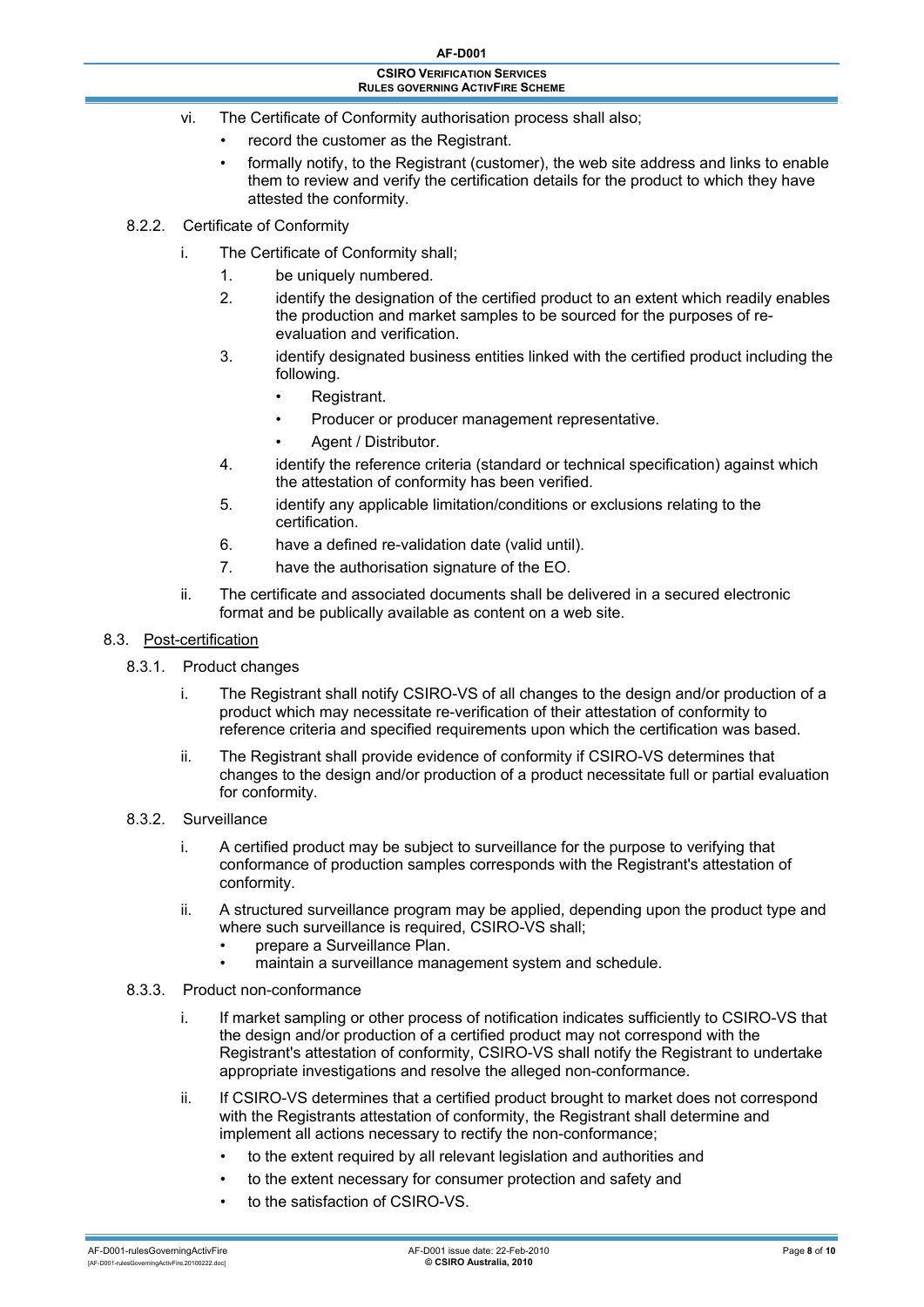vi. The Certificate of Conformity authorisation process shall also;
   - record the customer as the Registrant.
   - formally notify, to the Registrant (customer), the web site address and links to enable them to review and verify the certification details for the product to which they have attested the conformity.

8.2.2. Certificate of Conformity

i. The Certificate of Conformity shall;
   1. be uniquely numbered.
   2. identify the designation of the certified product to an extent which readily enables the production and market samples to be sourced for the purposes of re-evaluation and verification.
   3. identify designated business entities linked with the certified product including the following.
      - Registrant.
      - Producer or producer management representative.
      - Agent / Distributor.
   4. identify the reference criteria (standard or technical specification) against which the attestation of conformity has been verified.
   5. identify any applicable limitation/conditions or exclusions relating to the certification.
   6. have a defined re-validation date (valid until).
   7. have the authorisation signature of the EO.

ii. The certificate and associated documents shall be delivered in a secured electronic format and be publically available as content on a web site.

8.3. Post-certification

8.3.1. Product changes

i. The Registrant shall notify CSIRO-VS of all changes to the design and/or production of a product which may necessitate re-verification of their attestation of conformity to reference criteria and specified requirements upon which the certification was based.

ii. The Registrant shall provide evidence of conformity if CSIRO-VS determines that changes to the design and/or production of a product necessitate full or partial evaluation for conformity.

8.3.2. Surveillance

i. A certified product may be subject to surveillance for the purpose to verifying that conformance of production samples corresponds with the Registrant's attestation of conformity.

ii. A structured surveillance program may be applied, depending upon the product type and where such surveillance is required, CSIRO-VS shall;
   - prepare a Surveillance Plan.
   - maintain a surveillance management system and schedule.

8.3.3. Product non-conformance

i. If market sampling or other process of notification indicates sufficiently to CSIRO-VS that the design and/or production of a certified product may not correspond with the Registrant's attestation of conformity, CSIRO-VS shall notify the Registrant to undertake appropriate investigations and resolve the alleged non-conformance.

ii. If CSIRO-VS determines that a certified product brought to market does not correspond with the Registrants attestation of conformity, the Registrant shall determine and implement all actions necessary to rectify the non-conformance;
   - to the extent required by all relevant legislation and authorities and
   - to the extent necessary for consumer protection and safety and
   - to the satisfaction of CSIRO-VS.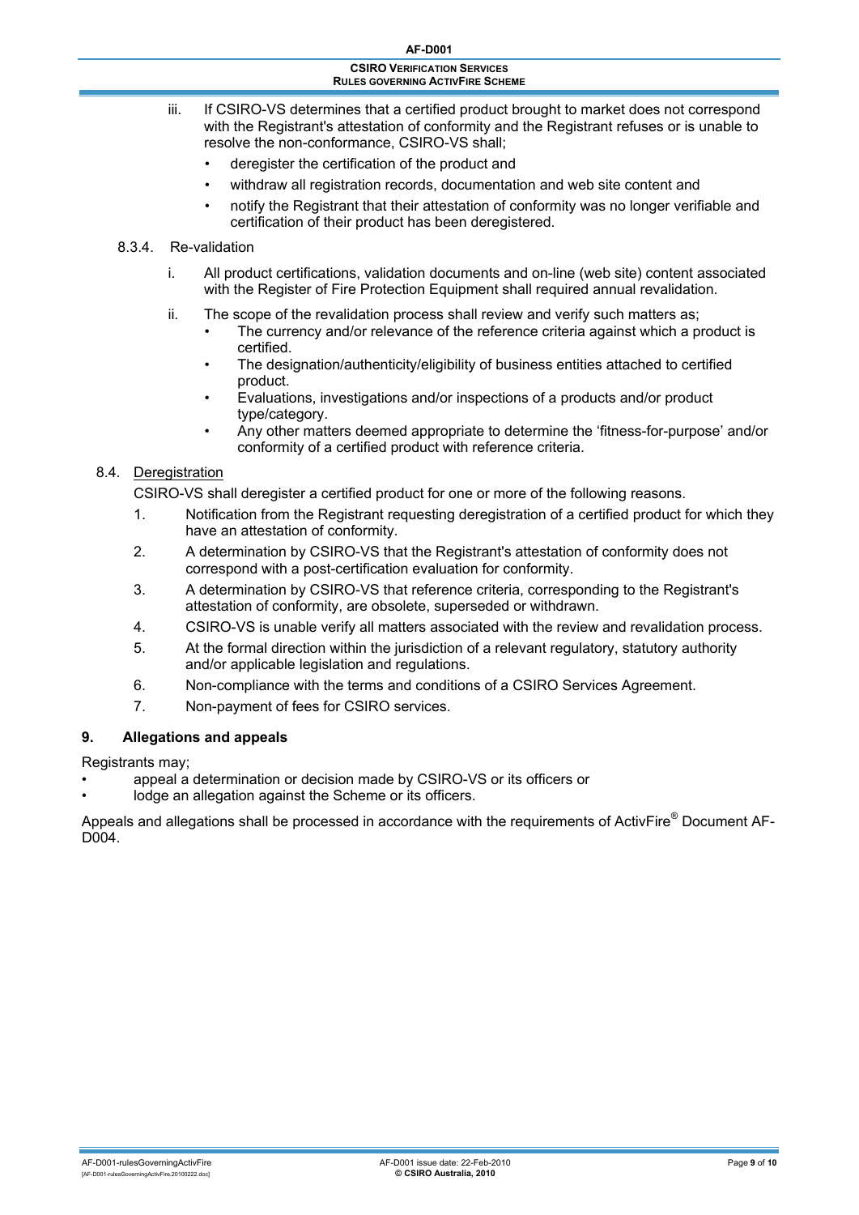iii. If CSIRO-VS determines that a certified product brought to market does not correspond with the Registrant's attestation of conformity and the Registrant refuses or is unable to resolve the non-conformance, CSIRO-VS shall;

- deregister the certification of the product and
- withdraw all registration records, documentation and web site content and
- notify the Registrant that their attestation of conformity was no longer verifiable and certification of their product has been deregistered.

8.3.4. Re-validation

i. All product certifications, validation documents and on-line (web site) content associated with the Register of Fire Protection Equipment shall required annual revalidation.

ii. The scope of the revalidation process shall review and verify such matters as;

- The currency and/or relevance of the reference criteria against which a product is certified.
- The designation/authenticity/eligibility of business entities attached to certified product.
- Evaluations, investigations and/or inspections of a products and/or product type/category.
- Any other matters deemed appropriate to determine the 'fitness-for-purpose' and/or conformity of a certified product with reference criteria.

8.4. Deregistration

CSIRO-VS shall deregister a certified product for one or more of the following reasons.

1. Notification from the Registrant requesting deregistration of a certified product for which they have an attestation of conformity.
2. A determination by CSIRO-VS that the Registrant's attestation of conformity does not correspond with a post-certification evaluation for conformity.
3. A determination by CSIRO-VS that reference criteria, corresponding to the Registrant's attestation of conformity, are obsolete, superseded or withdrawn.
4. CSIRO-VS is unable verify all matters associated with the review and revalidation process.
5. At the formal direction within the jurisdiction of a relevant regulatory, statutory authority and/or applicable legislation and regulations.
6. Non-compliance with the terms and conditions of a CSIRO Services Agreement.
7. Non-payment of fees for CSIRO services.

## 9. Allegations and appeals

Registrants may;

- appeal a determination or decision made by CSIRO-VS or its officers or
- lodge an allegation against the Scheme or its officers.

Appeals and allegations shall be processed in accordance with the requirements of ActivFire® Document AF-D004.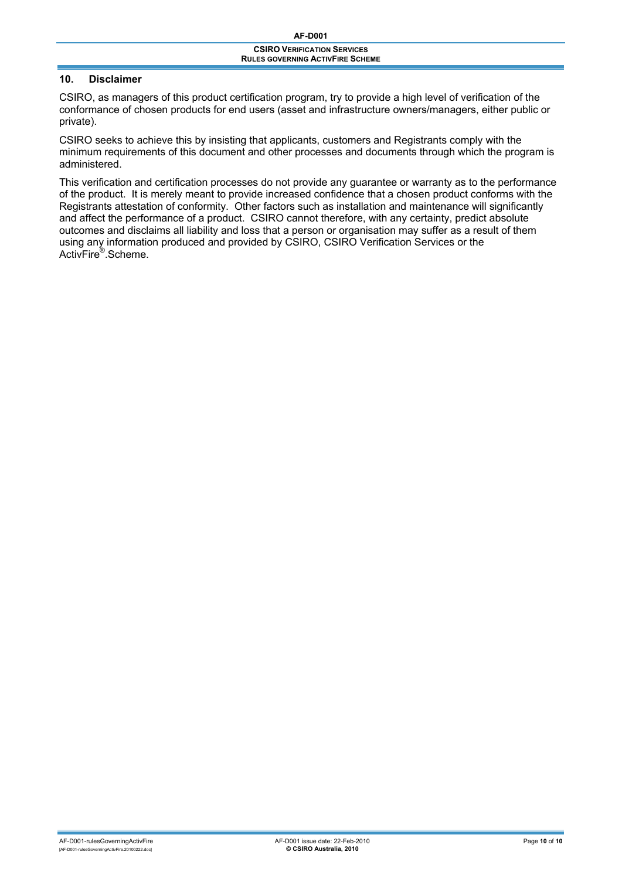## 10. Disclaimer

CSIRO, as managers of this product certification program, try to provide a high level of verification of the conformance of chosen products for end users (asset and infrastructure owners/managers, either public or private).

CSIRO seeks to achieve this by insisting that applicants, customers and Registrants comply with the minimum requirements of this document and other processes and documents through which the program is administered.

This verification and certification processes do not provide any guarantee or warranty as to the performance of the product. It is merely meant to provide increased confidence that a chosen product conforms with the Registrants attestation of conformity. Other factors such as installation and maintenance will significantly and affect the performance of a product. CSIRO cannot therefore, with any certainty, predict absolute outcomes and disclaims all liability and loss that a person or organisation may suffer as a result of them using any information produced and provided by CSIRO, CSIRO Verification Services or the ActivFire®.Scheme.